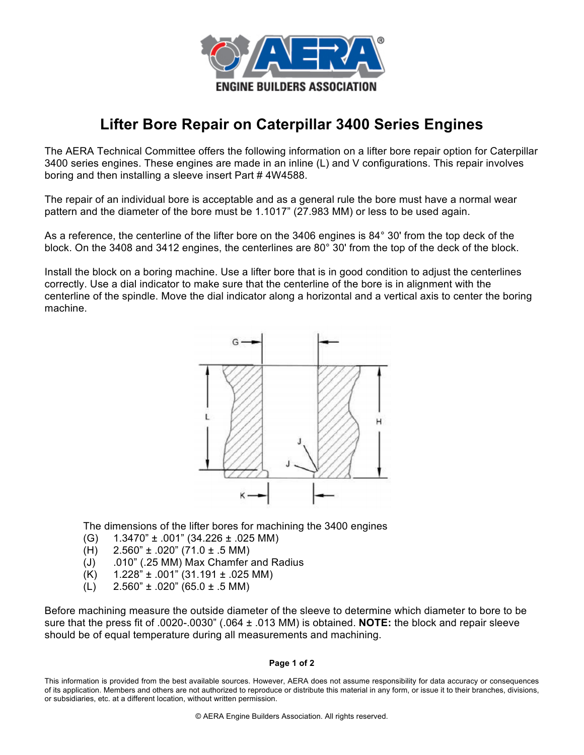# Lifter Bore Repair on Caterpillar 3400 Series Engines

The AERA Technical Committee offers the following information on a lifter bore repair option for Caterpillar 3400 series engines. These engines are made in an inline (L) and V configurations. This repair involves boring and then installing a sleeve insert Part # 4W4588.

The repair of an individual bore is acceptable and as a general rule the bore must have a normal wear pattern and the diameter of the bore must be 1.1017” (27.983 MM) or less to be used again.

As a reference, the centerline of the lifter bore on the 3406 engines is 84° 30' from the top deck of the block. On the 3408 and 3412 engines, the centerlines are 80° 30' from the top of the deck of the block.

Install the block on a boring machine. Use a lifter bore that is in good condition to adjust the centerlines correctly. Use a dial indicator to make sure that the centerline of the bore is in alignment with the centerline of the spindle. Move the dial indicator along a horizontal and a vertical axis to center the boring machine.

The dimensions of the lifter bores for machining the 3400 engines

- (G) 1.3470” ± .001” (34.226 ± .025 MM)
- (H) 2.560” ± .020” (71.0 ± .5 MM)
- (J) .010” (.25 MM) Max Chamfer and Radius
- (K) 1.228” ± .001” (31.191 ± .025 MM)
- (L) 2.560” ± .020” (65.0 ± .5 MM)

Before machining measure the outside diameter of the sleeve to determine which diameter to bore to be sure that the press fit of .0020-.0030” (.064 ± .013 MM) is obtained. **NOTE:** the block and repair sleeve should be of equal temperature during all measurements and machining.

This information is provided from the best available sources. However, AERA does not assume responsibility for data accuracy or consequences of its application. Members and others are not authorized to reproduce or distribute this material in any form, or issue it to their branches, divisions, or subsidiaries, etc. at a different location, without written permission.

© AERA Engine Builders Association. All rights reserved.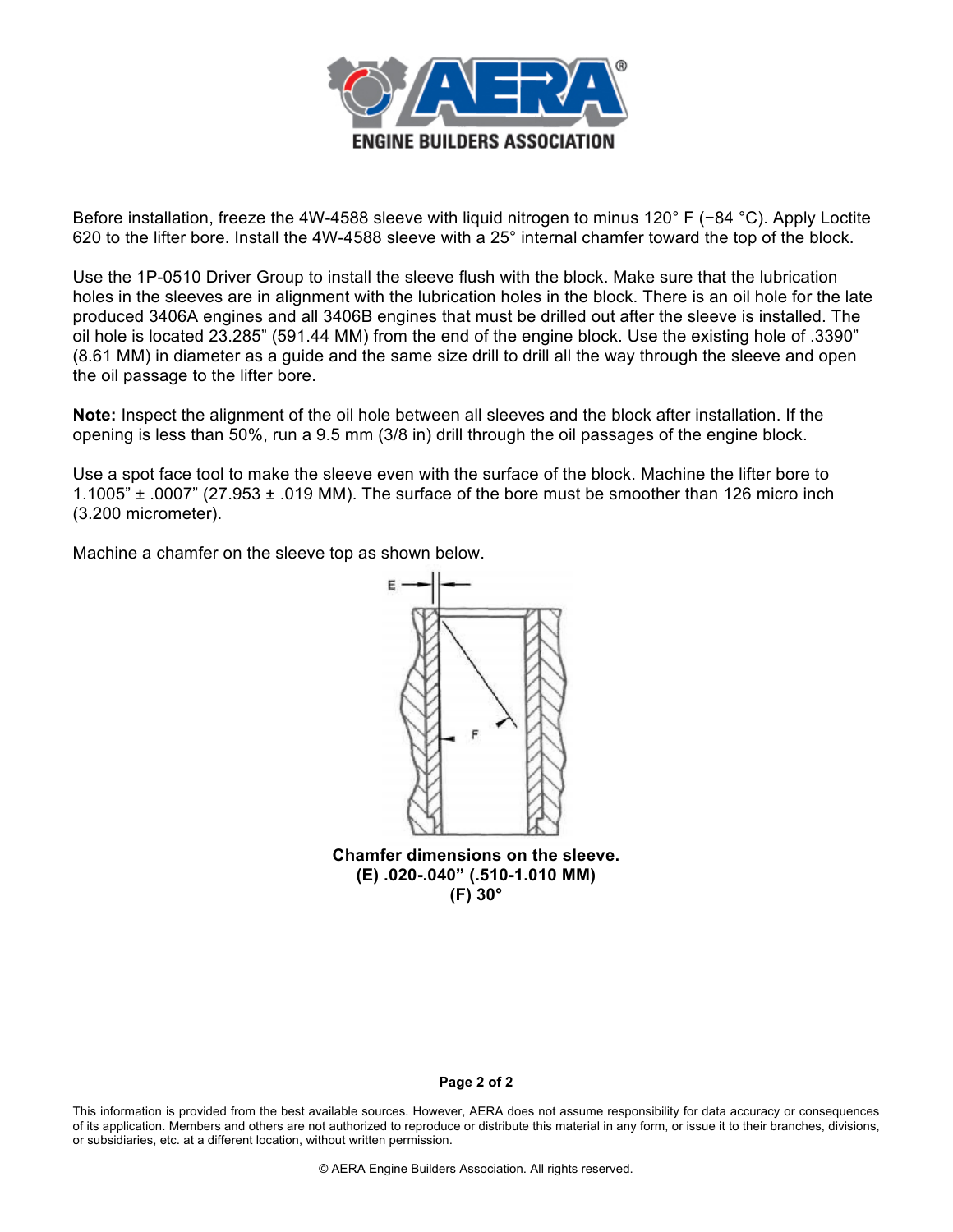Before installation, freeze the 4W-4588 sleeve with liquid nitrogen to minus 120° F (−84 °C). Apply Loctite 620 to the lifter bore. Install the 4W-4588 sleeve with a 25° internal chamfer toward the top of the block.

Use the 1P-0510 Driver Group to install the sleeve flush with the block. Make sure that the lubrication holes in the sleeves are in alignment with the lubrication holes in the block. There is an oil hole for the late produced 3406A engines and all 3406B engines that must be drilled out after the sleeve is installed. The oil hole is located 23.285" (591.44 MM) from the end of the engine block. Use the existing hole of .3390" (8.61 MM) in diameter as a guide and the same size drill to drill all the way through the sleeve and open the oil passage to the lifter bore.

**Note:** Inspect the alignment of the oil hole between all sleeves and the block after installation. If the opening is less than 50%, run a 9.5 mm (3/8 in) drill through the oil passages of the engine block.

Use a spot face tool to make the sleeve even with the surface of the block. Machine the lifter bore to 1.1005" ± .0007" (27.953 ± .019 MM). The surface of the bore must be smoother than 126 micro inch (3.200 micrometer).

Machine a chamfer on the sleeve top as shown below.

E

F

**Chamfer dimensions on the sleeve.**
**(E) .020-.040" (.510-1.010 MM)**
**(F) 30°**

This information is provided from the best available sources. However, AERA does not assume responsibility for data accuracy or consequences of its application. Members and others are not authorized to reproduce or distribute this material in any form, or issue it to their branches, divisions, or subsidiaries, etc. at a different location, without written permission.

© AERA Engine Builders Association. All rights reserved.